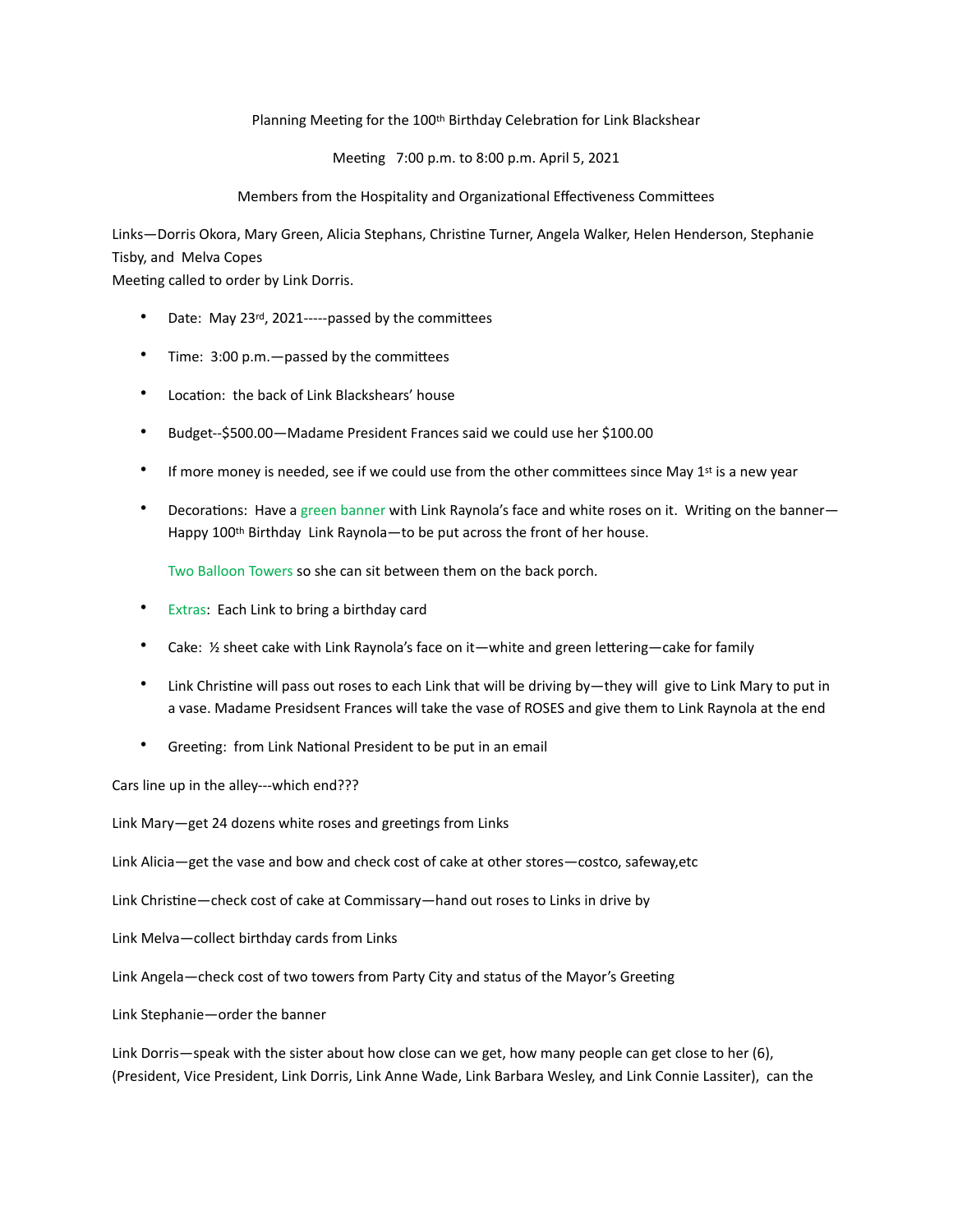Planning Meeting for the 100th Birthday Celebration for Link Blackshear

Meeting 7:00 p.m. to 8:00 p.m. April 5, 2021

Members from the Hospitality and Organizational Effectiveness Committees

Links—Dorris Okora, Mary Green, Alicia Stephans, Christine Turner, Angela Walker, Helen Henderson, Stephanie Tisby, and Melva Copes
Meeting called to order by Link Dorris.

- Date: May 23rd, 2021-----passed by the committees
- Time: 3:00 p.m.—passed by the committees
- Location: the back of Link Blackshears' house
- Budget--$500.00—Madame President Frances said we could use her $100.00
- If more money is needed, see if we could use from the other committees since May 1st is a new year
- Decorations: Have a green banner with Link Raynola's face and white roses on it. Writing on the banner—Happy 100th Birthday Link Raynola—to be put across the front of her house.

  Two Balloon Towers so she can sit between them on the back porch.
- Extras: Each Link to bring a birthday card
- Cake: ½ sheet cake with Link Raynola's face on it—white and green lettering—cake for family
- Link Christine will pass out roses to each Link that will be driving by—they will give to Link Mary to put in a vase. Madame Presidsent Frances will take the vase of ROSES and give them to Link Raynola at the end
- Greeting: from Link National President to be put in an email

Cars line up in the alley---which end???

Link Mary—get 24 dozens white roses and greetings from Links

Link Alicia—get the vase and bow and check cost of cake at other stores—costco, safeway,etc

Link Christine—check cost of cake at Commissary—hand out roses to Links in drive by

Link Melva—collect birthday cards from Links

Link Angela—check cost of two towers from Party City and status of the Mayor's Greeting

Link Stephanie—order the banner

Link Dorris—speak with the sister about how close can we get, how many people can get close to her (6), (President, Vice President, Link Dorris, Link Anne Wade, Link Barbara Wesley, and Link Connie Lassiter), can the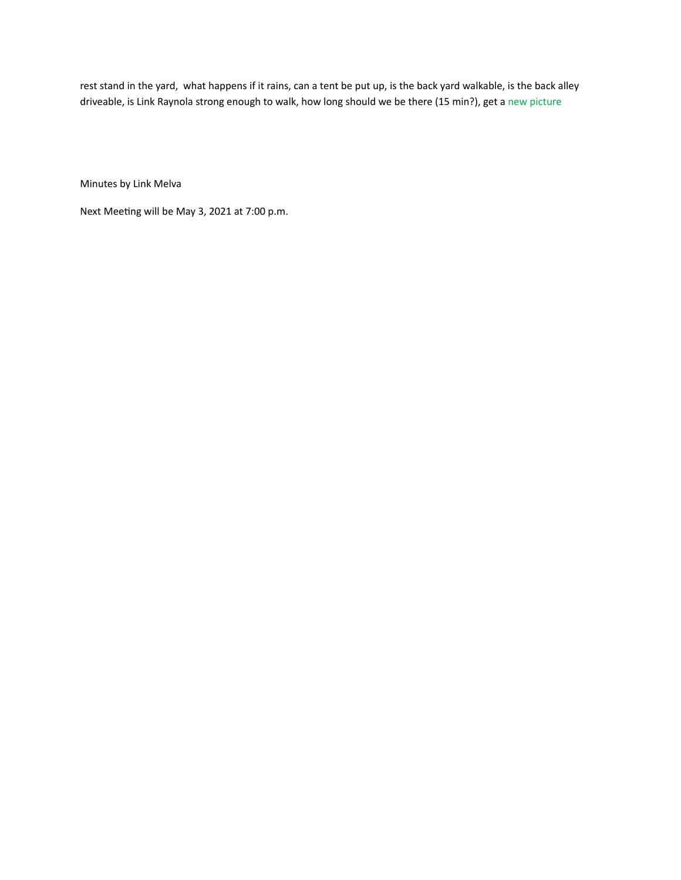rest stand in the yard, what happens if it rains, can a tent be put up, is the back yard walkable, is the back alley driveable, is Link Raynola strong enough to walk, how long should we be there (15 min?), get a new picture

Minutes by Link Melva

Next Meeting will be May 3, 2021 at 7:00 p.m.